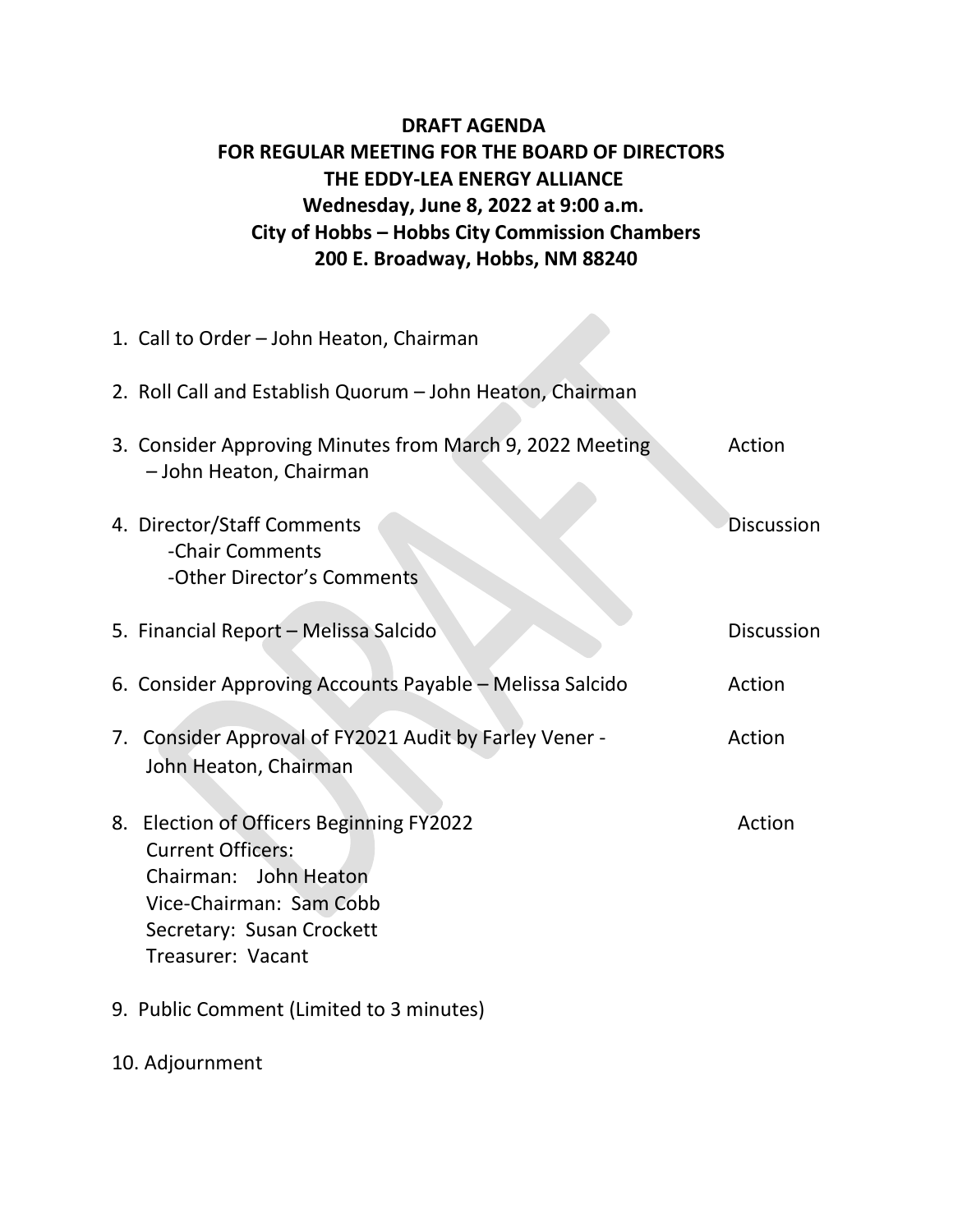# DRAFT AGENDA
## FOR REGULAR MEETING FOR THE BOARD OF DIRECTORS
## THE EDDY-LEA ENERGY ALLIANCE
**Wednesday, June 8, 2022 at 9:00 a.m.**
**City of Hobbs – Hobbs City Commission Chambers**
**200 E. Broadway, Hobbs, NM 88240**

1. Call to Order – John Heaton, Chairman

2. Roll Call and Establish Quorum – John Heaton, Chairman

3. Consider Approving Minutes from March 9, 2022 Meeting – John Heaton, Chairman — Action

4. Director/Staff Comments — Discussion
   - -Chair Comments
   - -Other Director's Comments

5. Financial Report – Melissa Salcido — Discussion

6. Consider Approving Accounts Payable – Melissa Salcido — Action

7. Consider Approval of FY2021 Audit by Farley Vener - John Heaton, Chairman — Action

8. Election of Officers Beginning FY2022 — Action
   Current Officers:
   Chairman: John Heaton
   Vice-Chairman: Sam Cobb
   Secretary: Susan Crockett
   Treasurer: Vacant

9. Public Comment (Limited to 3 minutes)

10. Adjournment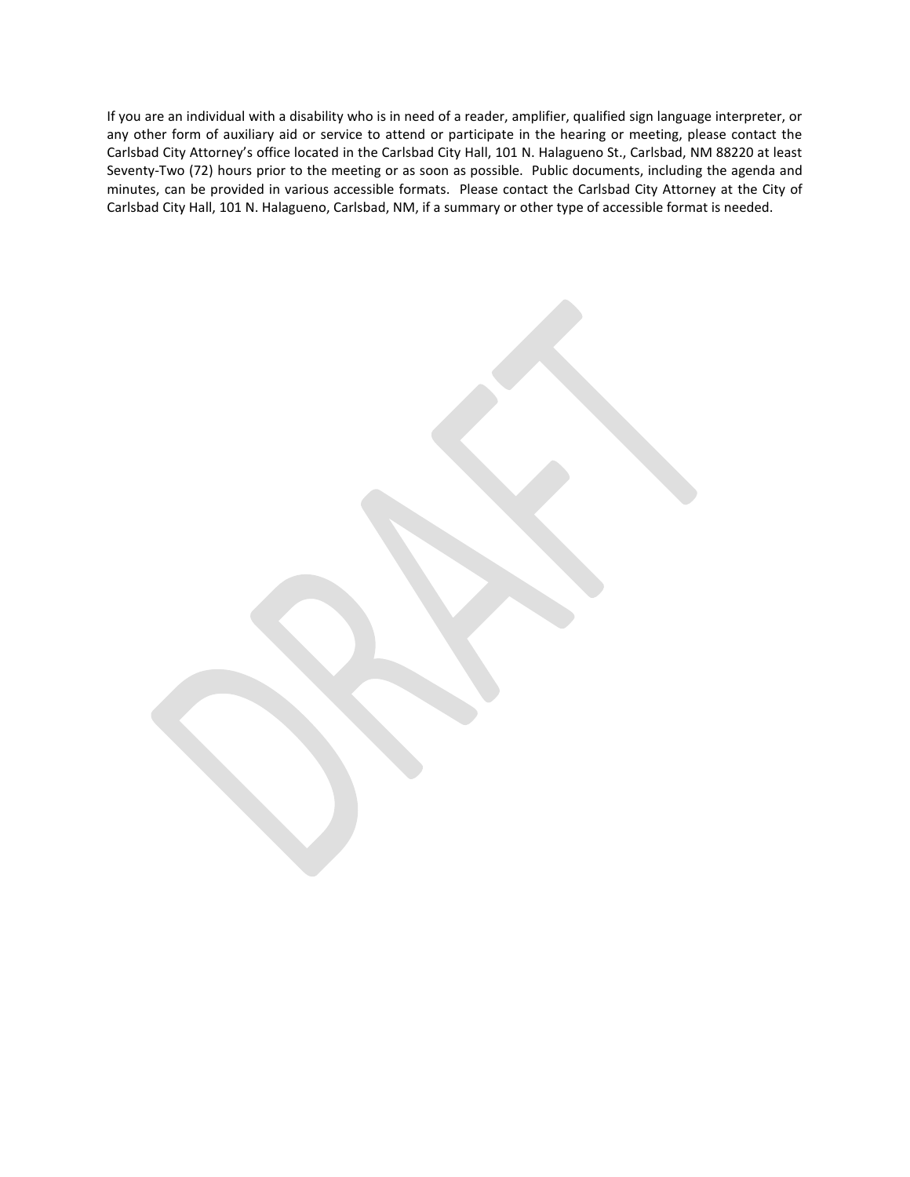If you are an individual with a disability who is in need of a reader, amplifier, qualified sign language interpreter, or any other form of auxiliary aid or service to attend or participate in the hearing or meeting, please contact the Carlsbad City Attorney's office located in the Carlsbad City Hall, 101 N. Halagueno St., Carlsbad, NM 88220 at least Seventy-Two (72) hours prior to the meeting or as soon as possible. Public documents, including the agenda and minutes, can be provided in various accessible formats. Please contact the Carlsbad City Attorney at the City of Carlsbad City Hall, 101 N. Halagueno, Carlsbad, NM, if a summary or other type of accessible format is needed.

DRAFT